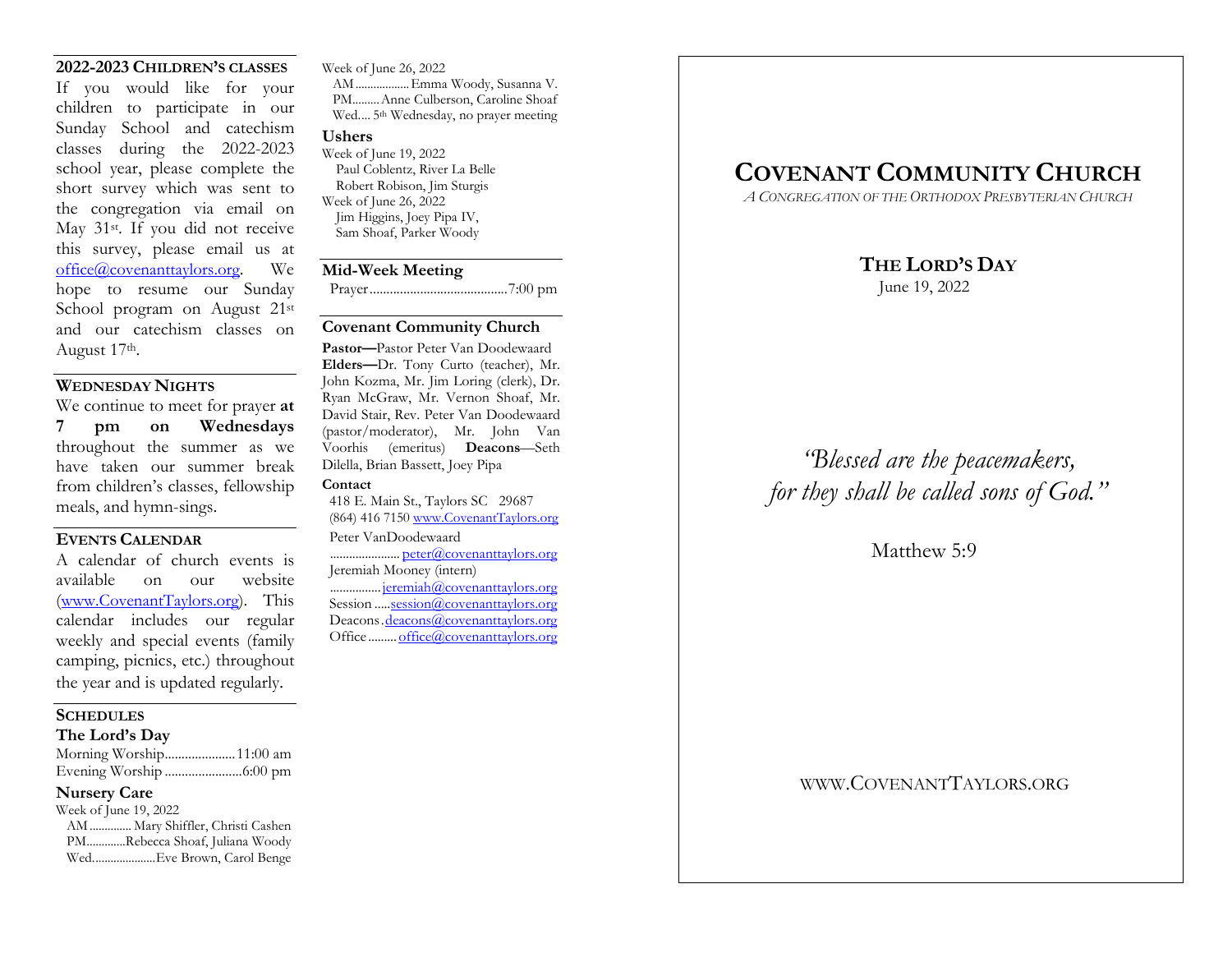## 2022-2023 Children's classes

If you would like for your children to participate in our Sunday School and catechism classes during the 2022-2023 school year, please complete the short survey which was sent to the congregation via email on May 31st. If you did not receive this survey, please email us at office@covenanttaylors.org. We hope to resume our Sunday School program on August 21st and our catechism classes on August 17th.

## Wednesday Nights

We continue to meet for prayer **at 7 pm on Wednesdays** throughout the summer as we have taken our summer break from children's classes, fellowship meals, and hymn-sings.

## Events Calendar

A calendar of church events is available on our website (www.CovenantTaylors.org). This calendar includes our regular weekly and special events (family camping, picnics, etc.) throughout the year and is updated regularly.

## Schedules

### The Lord's Day

Morning Worship.....................11:00 am
Evening Worship.......................6:00 pm

### Nursery Care

Week of June 19, 2022
AM............. Mary Shiffler, Christi Cashen
PM............Rebecca Shoaf, Juliana Woody
Wed....................Eve Brown, Carol Benge

Week of June 26, 2022
AM.................Emma Woody, Susanna V.
PM.........Anne Culberson, Caroline Shoaf
Wed.... 5th Wednesday, no prayer meeting

### Ushers

Week of June 19, 2022
Paul Coblentz, River La Belle
Robert Robison, Jim Sturgis

Week of June 26, 2022
Jim Higgins, Joey Pipa IV,
Sam Shoaf, Parker Woody

### Mid-Week Meeting

Prayer.........................................7:00 pm

### Covenant Community Church

**Pastor—**Pastor Peter Van Doodewaard
**Elders—**Dr. Tony Curto (teacher), Mr. John Kozma, Mr. Jim Loring (clerk), Dr. Ryan McGraw, Mr. Vernon Shoaf, Mr. David Stair, Rev. Peter Van Doodewaard (pastor/moderator), Mr. John Van Voorhis (emeritus) **Deacons**—Seth Dilella, Brian Bassett, Joey Pipa

**Contact**

418 E. Main St., Taylors SC 29687
(864) 416 7150 www.CovenantTaylors.org

Peter VanDoodewaard
...................... peter@covenanttaylors.org
Jeremiah Mooney (intern)
................ jeremiah@covenanttaylors.org
Session .....session@covenanttaylors.org
Deacons .deacons@covenanttaylors.org
Office ......... office@covenanttaylors.org

# Covenant Community Church

*A Congregation of the Orthodox Presbyterian Church*

## The Lord's Day

June 19, 2022

*"Blessed are the peacemakers,*
*for they shall be called sons of God."*

Matthew 5:9

www.CovenantTaylors.org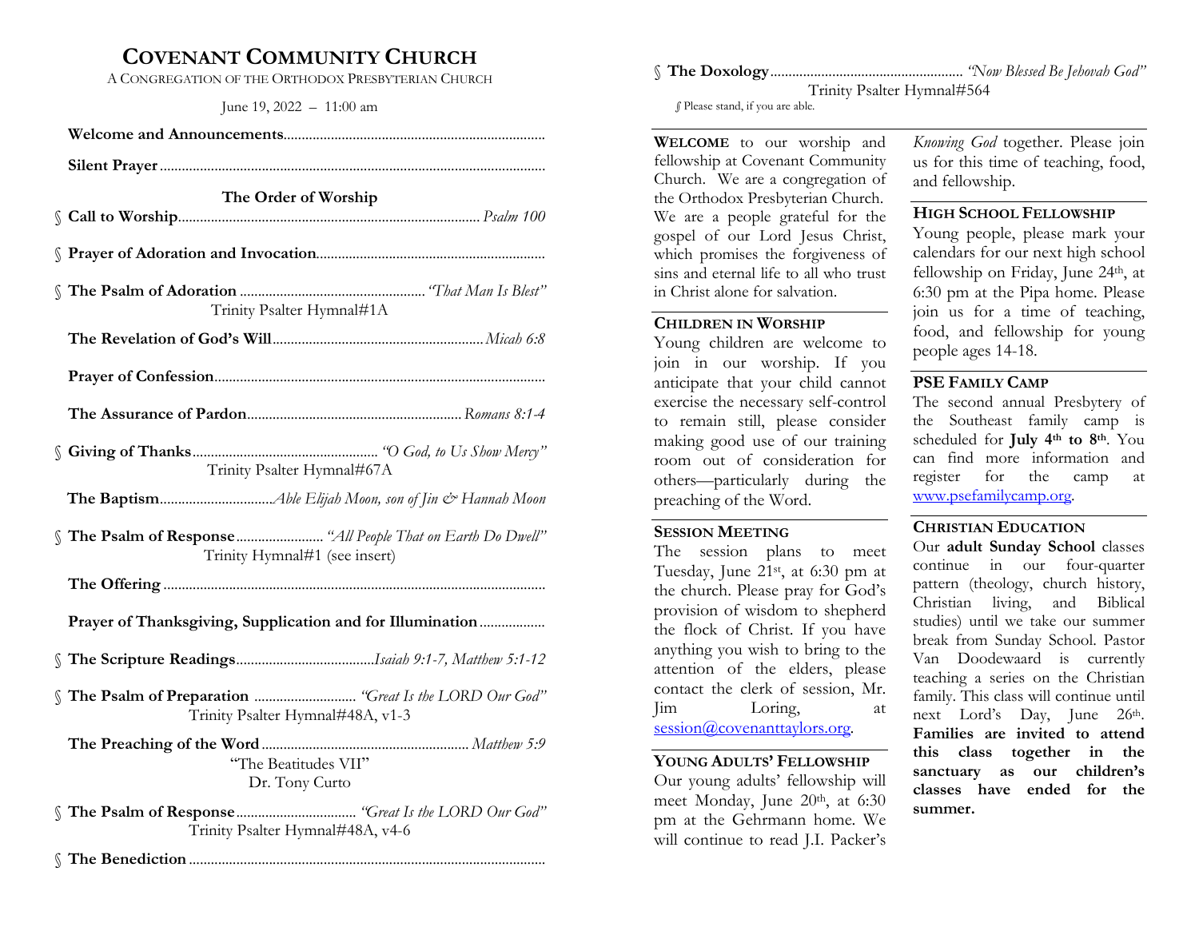# COVENANT COMMUNITY CHURCH

A CONGREGATION OF THE ORTHODOX PRESBYTERIAN CHURCH

June 19, 2022 – 11:00 am

**Welcome and Announcements**

**Silent Prayer**

## The Order of Worship

§ **Call to Worship** .......... *Psalm 100*

§ **Prayer of Adoration and Invocation**

§ **The Psalm of Adoration** .......... *"That Man Is Blest"*
Trinity Psalter Hymnal#1A

**The Revelation of God's Will** .......... *Micah 6:8*

**Prayer of Confession**

**The Assurance of Pardon** .......... *Romans 8:1-4*

§ **Giving of Thanks** .......... *"O God, to Us Show Mercy"*
Trinity Psalter Hymnal#67A

**The Baptism** .......... *Able Elijah Moon, son of Jin & Hannah Moon*

§ **The Psalm of Response** .......... *"All People That on Earth Do Dwell"*
Trinity Hymnal#1 (see insert)

**The Offering**

**Prayer of Thanksgiving, Supplication and for Illumination**

§ **The Scripture Readings** .......... *Isaiah 9:1-7, Matthew 5:1-12*

§ **The Psalm of Preparation** .......... *"Great Is the LORD Our God"*
Trinity Psalter Hymnal#48A, v1-3

**The Preaching of the Word** .......... *Matthew 5:9*
"The Beatitudes VII"
Dr. Tony Curto

§ **The Psalm of Response** .......... *"Great Is the LORD Our God"*
Trinity Psalter Hymnal#48A, v4-6

§ **The Benediction**

§ **The Doxology** .......... *"Now Blessed Be Jehovah God"*
Trinity Psalter Hymnal#564

§ Please stand, if you are able.

---

**WELCOME** to our worship and fellowship at Covenant Community Church. We are a congregation of the Orthodox Presbyterian Church. We are a people grateful for the gospel of our Lord Jesus Christ, which promises the forgiveness of sins and eternal life to all who trust in Christ alone for salvation.

### CHILDREN IN WORSHIP

Young children are welcome to join in our worship. If you anticipate that your child cannot exercise the necessary self-control to remain still, please consider making good use of our training room out of consideration for others—particularly during the preaching of the Word.

### SESSION MEETING

The session plans to meet Tuesday, June 21st, at 6:30 pm at the church. Please pray for God's provision of wisdom to shepherd the flock of Christ. If you have anything you wish to bring to the attention of the elders, please contact the clerk of session, Mr. Jim Loring, at session@covenanttaylors.org.

### YOUNG ADULTS' FELLOWSHIP

Our young adults' fellowship will meet Monday, June 20th, at 6:30 pm at the Gehrmann home. We will continue to read J.I. Packer's *Knowing God* together. Please join us for this time of teaching, food, and fellowship.

### HIGH SCHOOL FELLOWSHIP

Young people, please mark your calendars for our next high school fellowship on Friday, June 24th, at 6:30 pm at the Pipa home. Please join us for a time of teaching, food, and fellowship for young people ages 14-18.

### PSE FAMILY CAMP

The second annual Presbytery of the Southeast family camp is scheduled for **July 4th to 8th**. You can find more information and register for the camp at www.psefamilycamp.org.

### CHRISTIAN EDUCATION

Our **adult Sunday School** classes continue in our four-quarter pattern (theology, church history, Christian living, and Biblical studies) until we take our summer break from Sunday School. Pastor Van Doodewaard is currently teaching a series on the Christian family. This class will continue until next Lord's Day, June 26th. **Families are invited to attend this class together in the sanctuary as our children's classes have ended for the summer.**